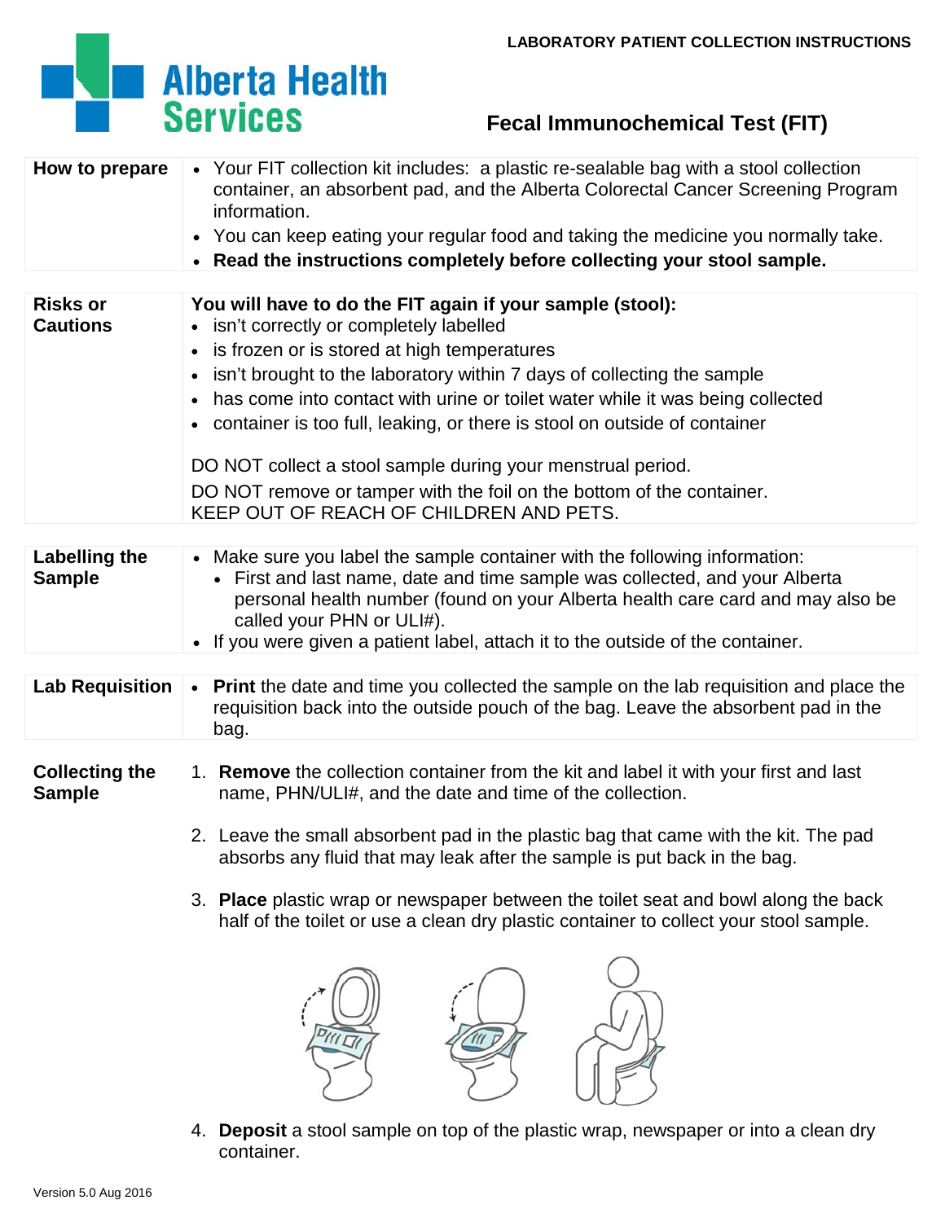LABORATORY PATIENT COLLECTION INSTRUCTIONS

# Alberta Health Services

## Fecal Immunochemical Test (FIT)

| | |
|---|---|
| **How to prepare** | • Your FIT collection kit includes: a plastic re-sealable bag with a stool collection container, an absorbent pad, and the Alberta Colorectal Cancer Screening Program information.<br>• You can keep eating your regular food and taking the medicine you normally take.<br>• **Read the instructions completely before collecting your stool sample.** |
| **Risks or Cautions** | **You will have to do the FIT again if your sample (stool):**<br>• isn't correctly or completely labelled<br>• is frozen or is stored at high temperatures<br>• isn't brought to the laboratory within 7 days of collecting the sample<br>• has come into contact with urine or toilet water while it was being collected<br>• container is too full, leaking, or there is stool on outside of container<br><br>DO NOT collect a stool sample during your menstrual period.<br>DO NOT remove or tamper with the foil on the bottom of the container.<br>KEEP OUT OF REACH OF CHILDREN AND PETS. |
| **Labelling the Sample** | • Make sure you label the sample container with the following information:<br>  • First and last name, date and time sample was collected, and your Alberta personal health number (found on your Alberta health care card and may also be called your PHN or ULI#).<br>• If you were given a patient label, attach it to the outside of the container. |
| **Lab Requisition** | • **Print** the date and time you collected the sample on the lab requisition and place the requisition back into the outside pouch of the bag. Leave the absorbent pad in the bag. |

**Collecting the Sample**

1. **Remove** the collection container from the kit and label it with your first and last name, PHN/ULI#, and the date and time of the collection.
2. Leave the small absorbent pad in the plastic bag that came with the kit. The pad absorbs any fluid that may leak after the sample is put back in the bag.
3. **Place** plastic wrap or newspaper between the toilet seat and bowl along the back half of the toilet or use a clean dry plastic container to collect your stool sample.
4. **Deposit** a stool sample on top of the plastic wrap, newspaper or into a clean dry container.

Version 5.0 Aug 2016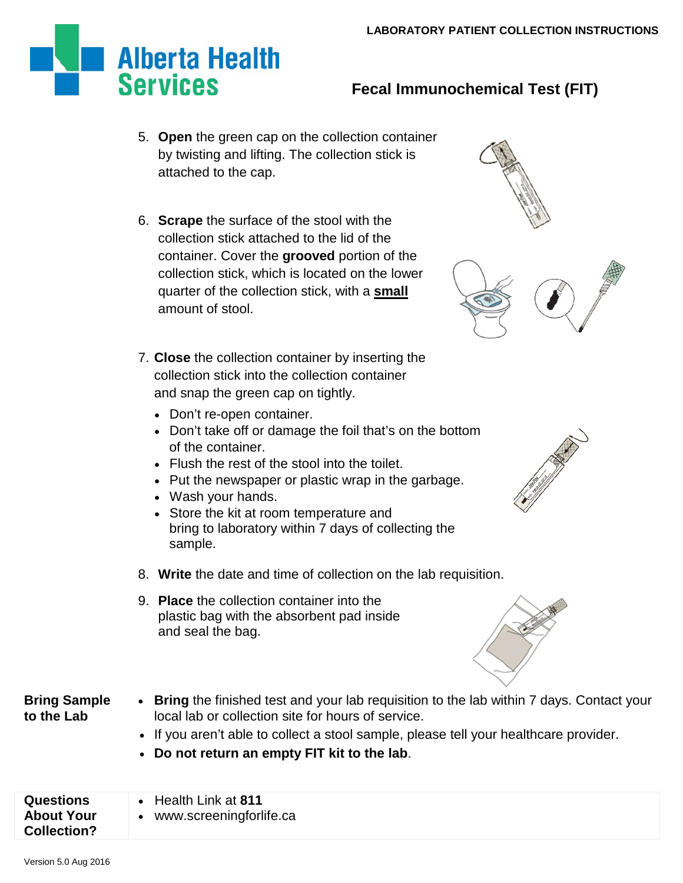# Fecal Immunochemical Test (FIT)

5. **Open** the green cap on the collection container by twisting and lifting. The collection stick is attached to the cap.

6. **Scrape** the surface of the stool with the collection stick attached to the lid of the container. Cover the **grooved** portion of the collection stick, which is located on the lower quarter of the collection stick, with a **small** amount of stool.

7. **Close** the collection container by inserting the collection stick into the collection container and snap the green cap on tightly.
   - Don't re-open container.
   - Don't take off or damage the foil that's on the bottom of the container.
   - Flush the rest of the stool into the toilet.
   - Put the newspaper or plastic wrap in the garbage.
   - Wash your hands.
   - Store the kit at room temperature and bring to laboratory within 7 days of collecting the sample.

8. **Write** the date and time of collection on the lab requisition.

9. **Place** the collection container into the plastic bag with the absorbent pad inside and seal the bag.

**Bring Sample to the Lab**

- **Bring** the finished test and your lab requisition to the lab within 7 days. Contact your local lab or collection site for hours of service.
- If you aren't able to collect a stool sample, please tell your healthcare provider.
- **Do not return an empty FIT kit to the lab**.

**Questions About Your Collection?**

- Health Link at **811**
- www.screeningforlife.ca

Version 5.0 Aug 2016